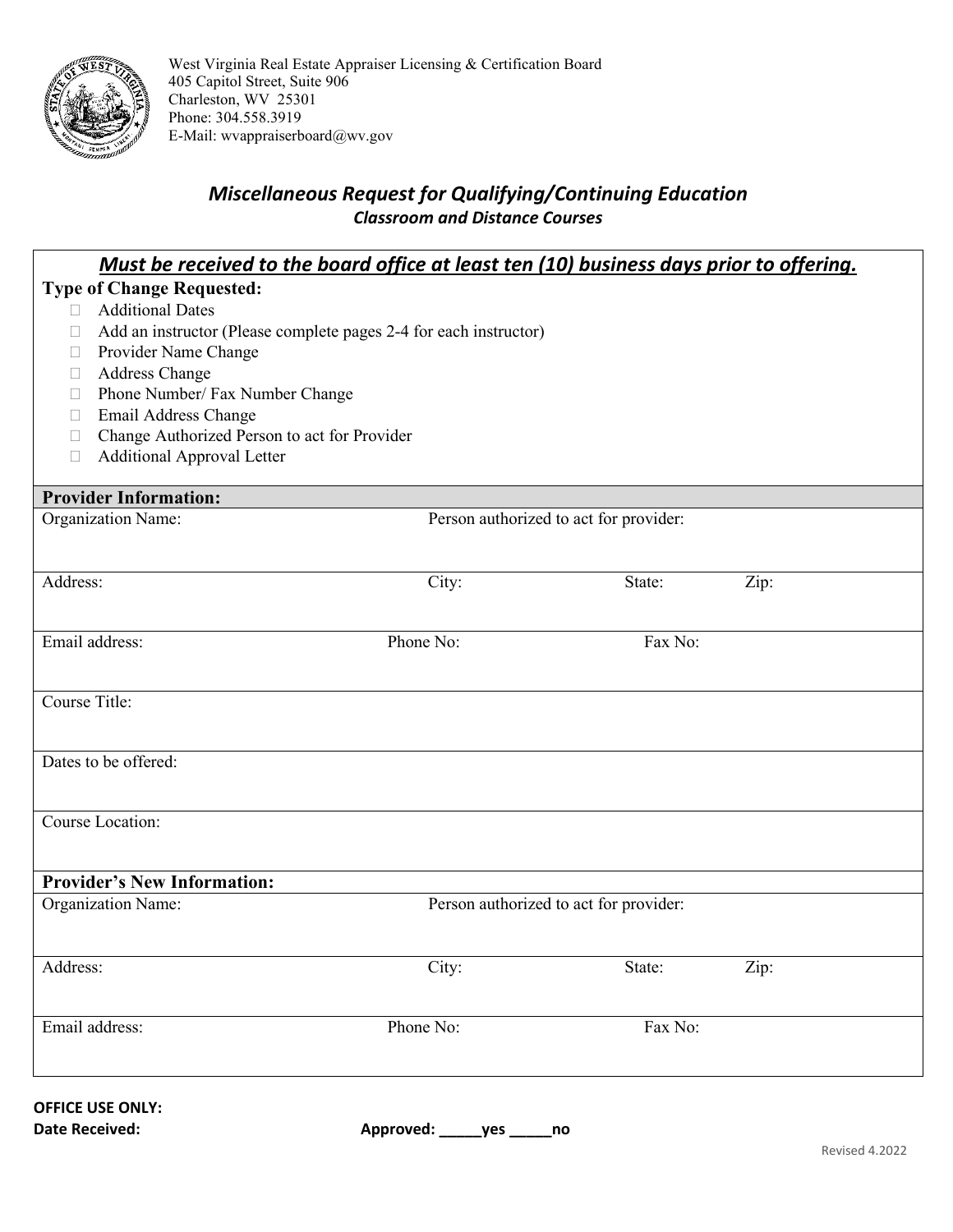West Virginia Real Estate Appraiser Licensing & Certification Board
405 Capitol Street, Suite 906
Charleston, WV 25301
Phone: 304.558.3919
E-Mail: wvappraiserboard@wv.gov

## *Miscellaneous Request for Qualifying/Continuing Education*

### *Classroom and Distance Courses*

***<u>Must be received to the board office at least ten (10) business days prior to offering.</u>***

**Type of Change Requested:**

- ☐ Additional Dates
- ☐ Add an instructor (Please complete pages 2-4 for each instructor)
- ☐ Provider Name Change
- ☐ Address Change
- ☐ Phone Number/ Fax Number Change
- ☐ Email Address Change
- ☐ Change Authorized Person to act for Provider
- ☐ Additional Approval Letter

**Provider Information:**

| Organization Name: | Person authorized to act for provider: | | |
|---|---|---|---|
| Address: | City: | State: | Zip: |
| Email address: | Phone No: | Fax No: | |
| Course Title: | | | |
| Dates to be offered: | | | |
| Course Location: | | | |

**Provider's New Information:**

| Organization Name: | Person authorized to act for provider: | | |
|---|---|---|---|
| Address: | City: | State: | Zip: |
| Email address: | Phone No: | Fax No: | |

**OFFICE USE ONLY:**

**Date Received:** **Approved: \_\_\_\_\_yes \_\_\_\_\_no**

Revised 4.2022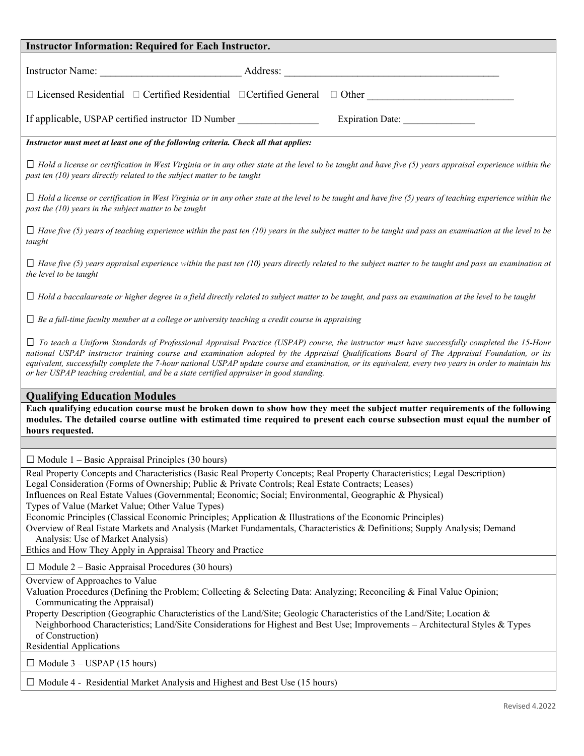**Instructor Information: Required for Each Instructor.**

Instructor Name: ___________________________ Address: __________________________________________

☐ Licensed Residential ☐ Certified Residential ☐Certified General ☐ Other ____________________________

If applicable, USPAP certified instructor ID Number ________________ Expiration Date: _______________

***Instructor must meet at least one of the following criteria. Check all that applies:***

☐ *Hold a license or certification in West Virginia or in any other state at the level to be taught and have five (5) years appraisal experience within the past ten (10) years directly related to the subject matter to be taught*

☐ *Hold a license or certification in West Virginia or in any other state at the level to be taught and have five (5) years of teaching experience within the past the (10) years in the subject matter to be taught*

☐ *Have five (5) years of teaching experience within the past ten (10) years in the subject matter to be taught and pass an examination at the level to be taught*

☐ *Have five (5) years appraisal experience within the past ten (10) years directly related to the subject matter to be taught and pass an examination at the level to be taught*

☐ *Hold a baccalaureate or higher degree in a field directly related to subject matter to be taught, and pass an examination at the level to be taught*

☐ *Be a full-time faculty member at a college or university teaching a credit course in appraising*

☐ *To teach a Uniform Standards of Professional Appraisal Practice (USPAP) course, the instructor must have successfully completed the 15-Hour national USPAP instructor training course and examination adopted by the Appraisal Qualifications Board of The Appraisal Foundation, or its equivalent, successfully complete the 7-hour national USPAP update course and examination, or its equivalent, every two years in order to maintain his or her USPAP teaching credential, and be a state certified appraiser in good standing.*

## Qualifying Education Modules

**Each qualifying education course must be broken down to show how they meet the subject matter requirements of the following modules. The detailed course outline with estimated time required to present each course subsection must equal the number of hours requested.**

☐ Module 1 – Basic Appraisal Principles (30 hours)

Real Property Concepts and Characteristics (Basic Real Property Concepts; Real Property Characteristics; Legal Description)
Legal Consideration (Forms of Ownership; Public & Private Controls; Real Estate Contracts; Leases)
Influences on Real Estate Values (Governmental; Economic; Social; Environmental, Geographic & Physical)
Types of Value (Market Value; Other Value Types)
Economic Principles (Classical Economic Principles; Application & Illustrations of the Economic Principles)
Overview of Real Estate Markets and Analysis (Market Fundamentals, Characteristics & Definitions; Supply Analysis; Demand Analysis: Use of Market Analysis)
Ethics and How They Apply in Appraisal Theory and Practice

☐ Module 2 – Basic Appraisal Procedures (30 hours)

Overview of Approaches to Value
Valuation Procedures (Defining the Problem; Collecting & Selecting Data: Analyzing; Reconciling & Final Value Opinion; Communicating the Appraisal)
Property Description (Geographic Characteristics of the Land/Site; Geologic Characteristics of the Land/Site; Location & Neighborhood Characteristics; Land/Site Considerations for Highest and Best Use; Improvements – Architectural Styles & Types of Construction)
Residential Applications

☐ Module 3 – USPAP (15 hours)

☐ Module 4 - Residential Market Analysis and Highest and Best Use (15 hours)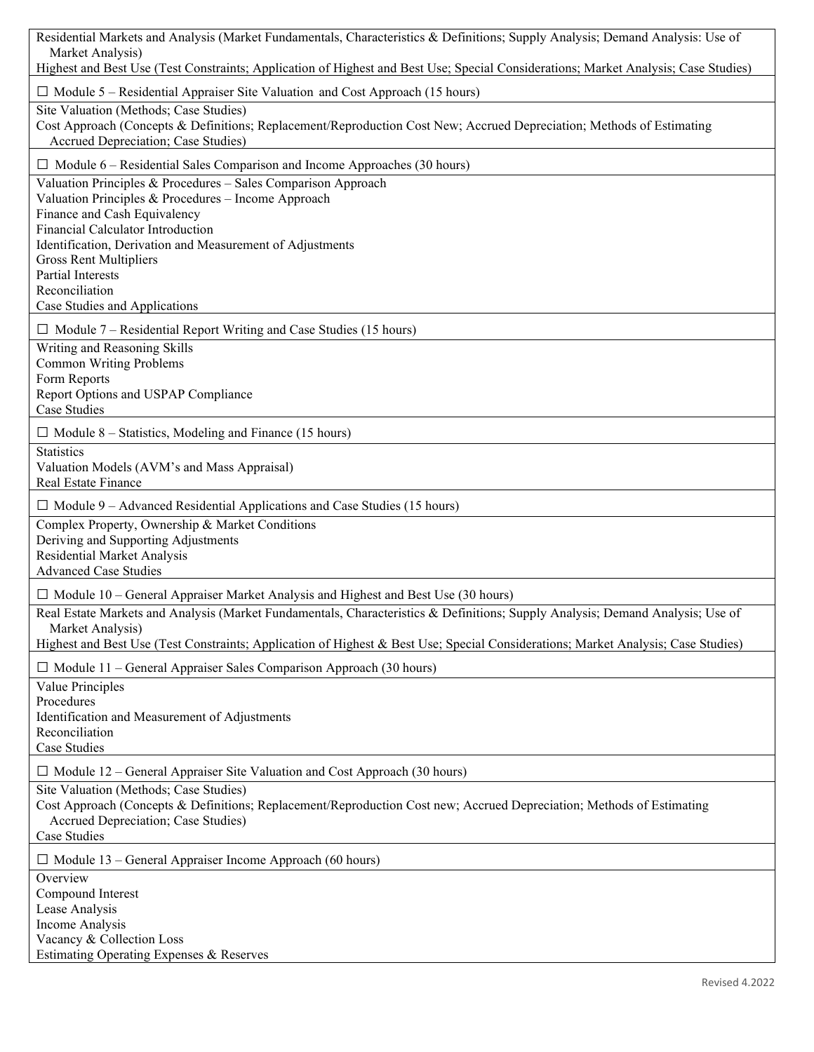Residential Markets and Analysis (Market Fundamentals, Characteristics & Definitions; Supply Analysis; Demand Analysis: Use of Market Analysis)
Highest and Best Use (Test Constraints; Application of Highest and Best Use; Special Considerations; Market Analysis; Case Studies)

☐ Module 5 – Residential Appraiser Site Valuation and Cost Approach (15 hours)

Site Valuation (Methods; Case Studies)
Cost Approach (Concepts & Definitions; Replacement/Reproduction Cost New; Accrued Depreciation; Methods of Estimating Accrued Depreciation; Case Studies)

☐ Module 6 – Residential Sales Comparison and Income Approaches (30 hours)

Valuation Principles & Procedures – Sales Comparison Approach
Valuation Principles & Procedures – Income Approach
Finance and Cash Equivalency
Financial Calculator Introduction
Identification, Derivation and Measurement of Adjustments
Gross Rent Multipliers
Partial Interests
Reconciliation
Case Studies and Applications

☐ Module 7 – Residential Report Writing and Case Studies (15 hours)

Writing and Reasoning Skills
Common Writing Problems
Form Reports
Report Options and USPAP Compliance
Case Studies

☐ Module 8 – Statistics, Modeling and Finance (15 hours)

Statistics
Valuation Models (AVM's and Mass Appraisal)
Real Estate Finance

☐ Module 9 – Advanced Residential Applications and Case Studies (15 hours)

Complex Property, Ownership & Market Conditions
Deriving and Supporting Adjustments
Residential Market Analysis
Advanced Case Studies

☐ Module 10 – General Appraiser Market Analysis and Highest and Best Use (30 hours)

Real Estate Markets and Analysis (Market Fundamentals, Characteristics & Definitions; Supply Analysis; Demand Analysis; Use of Market Analysis)
Highest and Best Use (Test Constraints; Application of Highest & Best Use; Special Considerations; Market Analysis; Case Studies)

☐ Module 11 – General Appraiser Sales Comparison Approach (30 hours)

Value Principles
Procedures
Identification and Measurement of Adjustments
Reconciliation
Case Studies

☐ Module 12 – General Appraiser Site Valuation and Cost Approach (30 hours)

Site Valuation (Methods; Case Studies)
Cost Approach (Concepts & Definitions; Replacement/Reproduction Cost new; Accrued Depreciation; Methods of Estimating Accrued Depreciation; Case Studies)
Case Studies

☐ Module 13 – General Appraiser Income Approach (60 hours)

Overview
Compound Interest
Lease Analysis
Income Analysis
Vacancy & Collection Loss
Estimating Operating Expenses & Reserves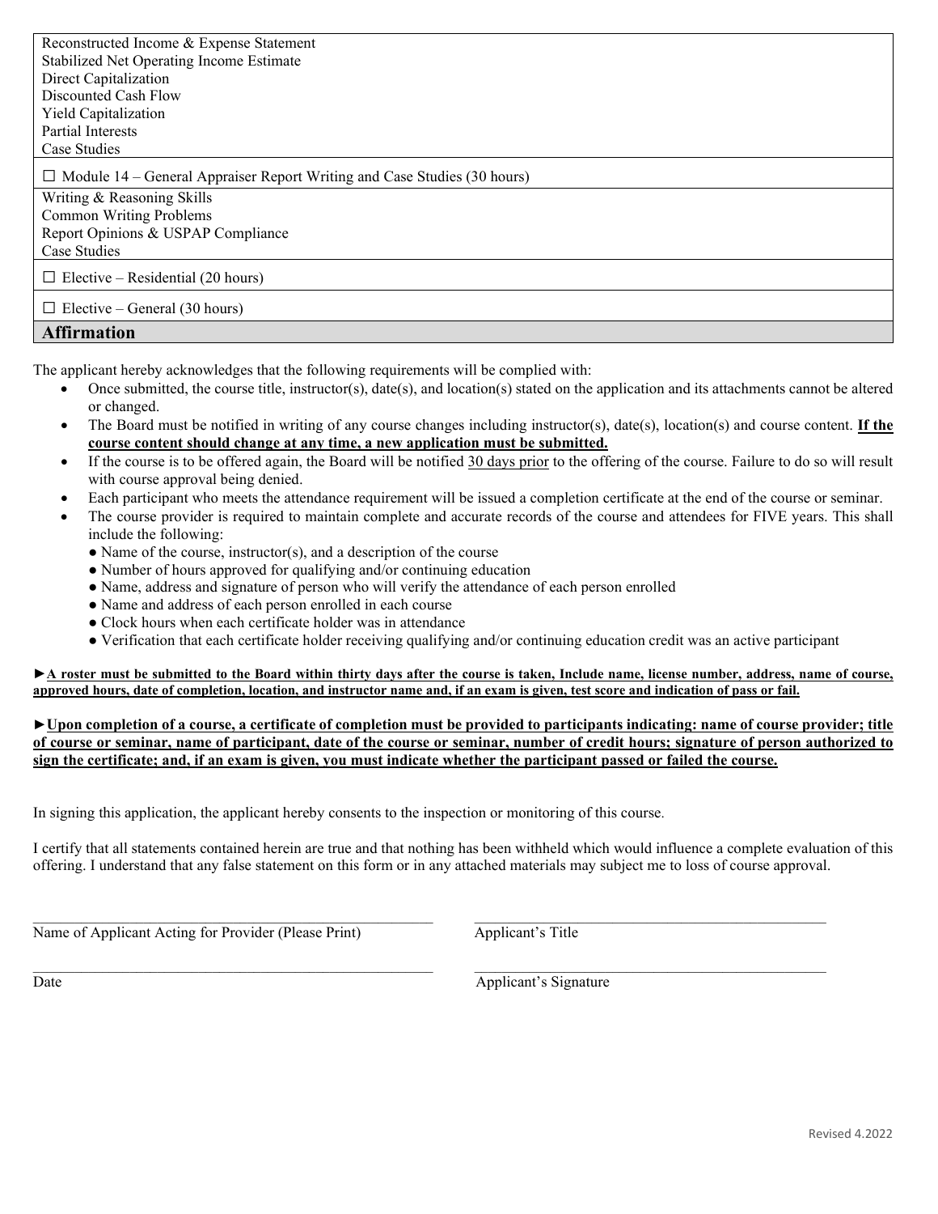| |
|---|
| Reconstructed Income & Expense Statement<br>Stabilized Net Operating Income Estimate<br>Direct Capitalization<br>Discounted Cash Flow<br>Yield Capitalization<br>Partial Interests<br>Case Studies |
| ☐ Module 14 – General Appraiser Report Writing and Case Studies (30 hours) |
| Writing & Reasoning Skills<br>Common Writing Problems<br>Report Opinions & USPAP Compliance<br>Case Studies |
| ☐ Elective – Residential (20 hours) |
| ☐ Elective – General (30 hours) |

## Affirmation

The applicant hereby acknowledges that the following requirements will be complied with:

- Once submitted, the course title, instructor(s), date(s), and location(s) stated on the application and its attachments cannot be altered or changed.
- The Board must be notified in writing of any course changes including instructor(s), date(s), location(s) and course content. **If the course content should change at any time, a new application must be submitted.**
- If the course is to be offered again, the Board will be notified 30 days prior to the offering of the course. Failure to do so will result with course approval being denied.
- Each participant who meets the attendance requirement will be issued a completion certificate at the end of the course or seminar.
- The course provider is required to maintain complete and accurate records of the course and attendees for FIVE years. This shall include the following:
  - Name of the course, instructor(s), and a description of the course
  - Number of hours approved for qualifying and/or continuing education
  - Name, address and signature of person who will verify the attendance of each person enrolled
  - Name and address of each person enrolled in each course
  - Clock hours when each certificate holder was in attendance
  - Verification that each certificate holder receiving qualifying and/or continuing education credit was an active participant

►**A roster must be submitted to the Board within thirty days after the course is taken, Include name, license number, address, name of course, approved hours, date of completion, location, and instructor name and, if an exam is given, test score and indication of pass or fail.**

►**Upon completion of a course, a certificate of completion must be provided to participants indicating: name of course provider; title of course or seminar, name of participant, date of the course or seminar, number of credit hours; signature of person authorized to sign the certificate; and, if an exam is given, you must indicate whether the participant passed or failed the course.**

In signing this application, the applicant hereby consents to the inspection or monitoring of this course.

I certify that all statements contained herein are true and that nothing has been withheld which would influence a complete evaluation of this offering. I understand that any false statement on this form or in any attached materials may subject me to loss of course approval.

\_\_\_\_\_\_\_\_\_\_\_\_\_\_\_\_\_\_\_\_\_\_\_\_\_\_\_\_\_\_\_\_\_\_\_\_\_\_\_\_ \_\_\_\_\_\_\_\_\_\_\_\_\_\_\_\_\_\_\_\_\_\_\_\_\_\_\_\_\_\_\_\_\_\_\_\_\_\_\_\_

Name of Applicant Acting for Provider (Please Print) Applicant's Title

\_\_\_\_\_\_\_\_\_\_\_\_\_\_\_\_\_\_\_\_\_\_\_\_\_\_\_\_\_\_\_\_\_\_\_\_\_\_\_\_ \_\_\_\_\_\_\_\_\_\_\_\_\_\_\_\_\_\_\_\_\_\_\_\_\_\_\_\_\_\_\_\_\_\_\_\_\_\_\_\_

Date Applicant's Signature

Revised 4.2022